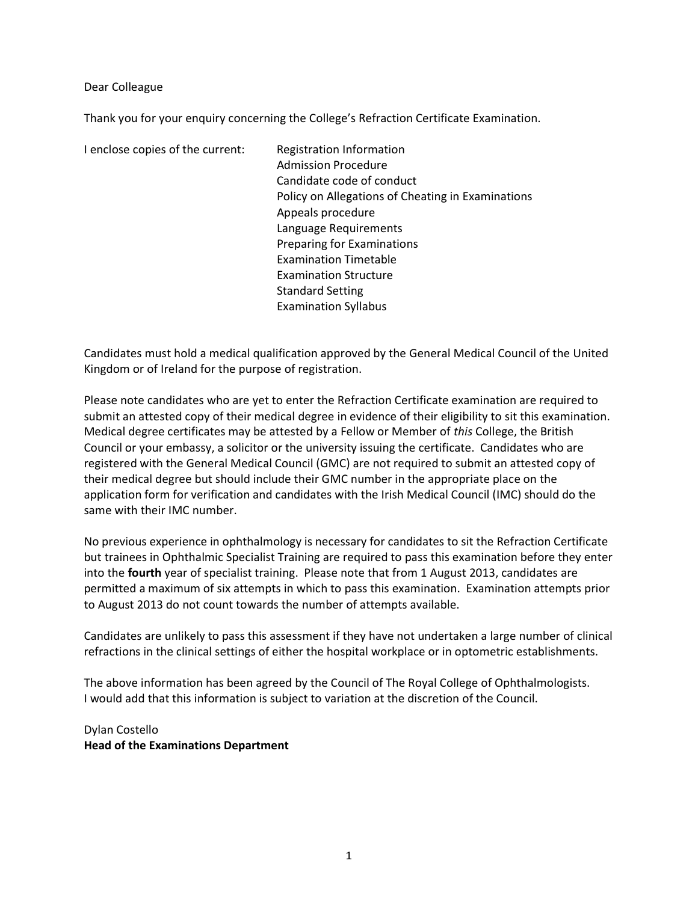Dear Colleague

Thank you for your enquiry concerning the College's Refraction Certificate Examination.

I enclose copies of the current:

- Registration Information
- Admission Procedure
- Candidate code of conduct
- Policy on Allegations of Cheating in Examinations
- Appeals procedure
- Language Requirements
- Preparing for Examinations
- Examination Timetable
- Examination Structure
- Standard Setting
- Examination Syllabus

Candidates must hold a medical qualification approved by the General Medical Council of the United Kingdom or of Ireland for the purpose of registration.

Please note candidates who are yet to enter the Refraction Certificate examination are required to submit an attested copy of their medical degree in evidence of their eligibility to sit this examination. Medical degree certificates may be attested by a Fellow or Member of *this* College, the British Council or your embassy, a solicitor or the university issuing the certificate. Candidates who are registered with the General Medical Council (GMC) are not required to submit an attested copy of their medical degree but should include their GMC number in the appropriate place on the application form for verification and candidates with the Irish Medical Council (IMC) should do the same with their IMC number.

No previous experience in ophthalmology is necessary for candidates to sit the Refraction Certificate but trainees in Ophthalmic Specialist Training are required to pass this examination before they enter into the **fourth** year of specialist training. Please note that from 1 August 2013, candidates are permitted a maximum of six attempts in which to pass this examination. Examination attempts prior to August 2013 do not count towards the number of attempts available.

Candidates are unlikely to pass this assessment if they have not undertaken a large number of clinical refractions in the clinical settings of either the hospital workplace or in optometric establishments.

The above information has been agreed by the Council of The Royal College of Ophthalmologists. I would add that this information is subject to variation at the discretion of the Council.

Dylan Costello
**Head of the Examinations Department**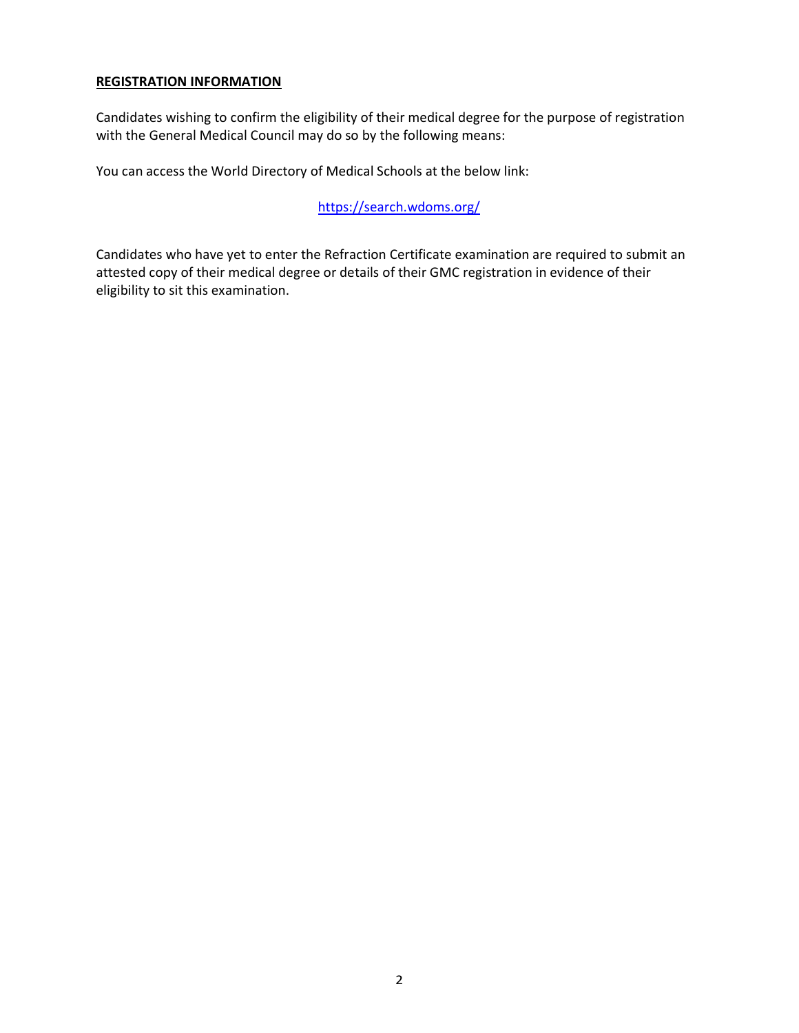**REGISTRATION INFORMATION**

Candidates wishing to confirm the eligibility of their medical degree for the purpose of registration with the General Medical Council may do so by the following means:

You can access the World Directory of Medical Schools at the below link:

https://search.wdoms.org/

Candidates who have yet to enter the Refraction Certificate examination are required to submit an attested copy of their medical degree or details of their GMC registration in evidence of their eligibility to sit this examination.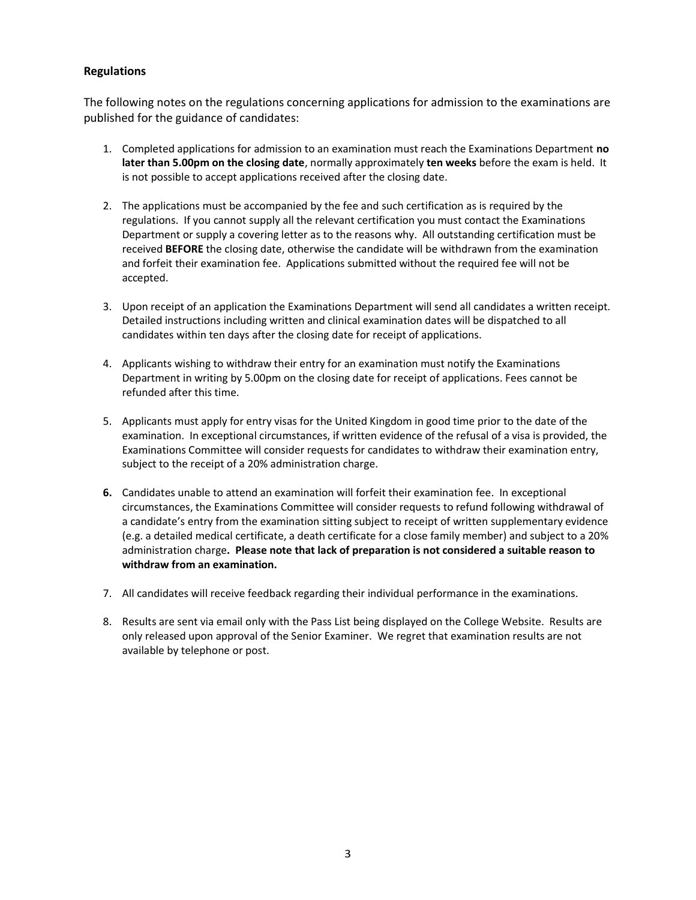**Regulations**

The following notes on the regulations concerning applications for admission to the examinations are published for the guidance of candidates:

1. Completed applications for admission to an examination must reach the Examinations Department **no later than 5.00pm on the closing date**, normally approximately **ten weeks** before the exam is held. It is not possible to accept applications received after the closing date.

2. The applications must be accompanied by the fee and such certification as is required by the regulations. If you cannot supply all the relevant certification you must contact the Examinations Department or supply a covering letter as to the reasons why. All outstanding certification must be received **BEFORE** the closing date, otherwise the candidate will be withdrawn from the examination and forfeit their examination fee. Applications submitted without the required fee will not be accepted.

3. Upon receipt of an application the Examinations Department will send all candidates a written receipt. Detailed instructions including written and clinical examination dates will be dispatched to all candidates within ten days after the closing date for receipt of applications.

4. Applicants wishing to withdraw their entry for an examination must notify the Examinations Department in writing by 5.00pm on the closing date for receipt of applications. Fees cannot be refunded after this time.

5. Applicants must apply for entry visas for the United Kingdom in good time prior to the date of the examination. In exceptional circumstances, if written evidence of the refusal of a visa is provided, the Examinations Committee will consider requests for candidates to withdraw their examination entry, subject to the receipt of a 20% administration charge.

6. Candidates unable to attend an examination will forfeit their examination fee. In exceptional circumstances, the Examinations Committee will consider requests to refund following withdrawal of a candidate's entry from the examination sitting subject to receipt of written supplementary evidence (e.g. a detailed medical certificate, a death certificate for a close family member) and subject to a 20% administration charge. **Please note that lack of preparation is not considered a suitable reason to withdraw from an examination.**

7. All candidates will receive feedback regarding their individual performance in the examinations.

8. Results are sent via email only with the Pass List being displayed on the College Website. Results are only released upon approval of the Senior Examiner. We regret that examination results are not available by telephone or post.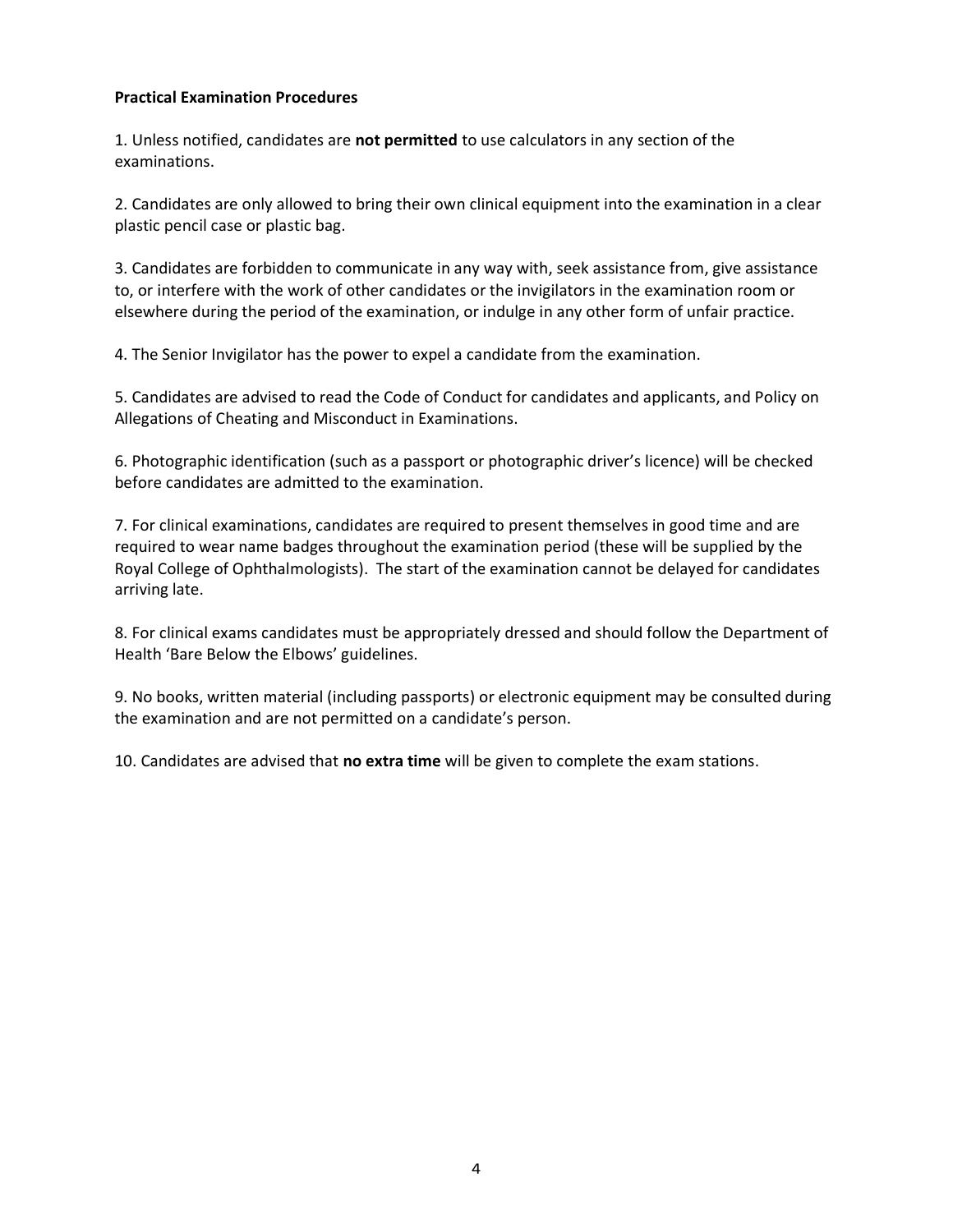**Practical Examination Procedures**

1. Unless notified, candidates are **not permitted** to use calculators in any section of the examinations.

2. Candidates are only allowed to bring their own clinical equipment into the examination in a clear plastic pencil case or plastic bag.

3. Candidates are forbidden to communicate in any way with, seek assistance from, give assistance to, or interfere with the work of other candidates or the invigilators in the examination room or elsewhere during the period of the examination, or indulge in any other form of unfair practice.

4. The Senior Invigilator has the power to expel a candidate from the examination.

5. Candidates are advised to read the Code of Conduct for candidates and applicants, and Policy on Allegations of Cheating and Misconduct in Examinations.

6. Photographic identification (such as a passport or photographic driver's licence) will be checked before candidates are admitted to the examination.

7. For clinical examinations, candidates are required to present themselves in good time and are required to wear name badges throughout the examination period (these will be supplied by the Royal College of Ophthalmologists). The start of the examination cannot be delayed for candidates arriving late.

8. For clinical exams candidates must be appropriately dressed and should follow the Department of Health 'Bare Below the Elbows' guidelines.

9. No books, written material (including passports) or electronic equipment may be consulted during the examination and are not permitted on a candidate's person.

10. Candidates are advised that **no extra time** will be given to complete the exam stations.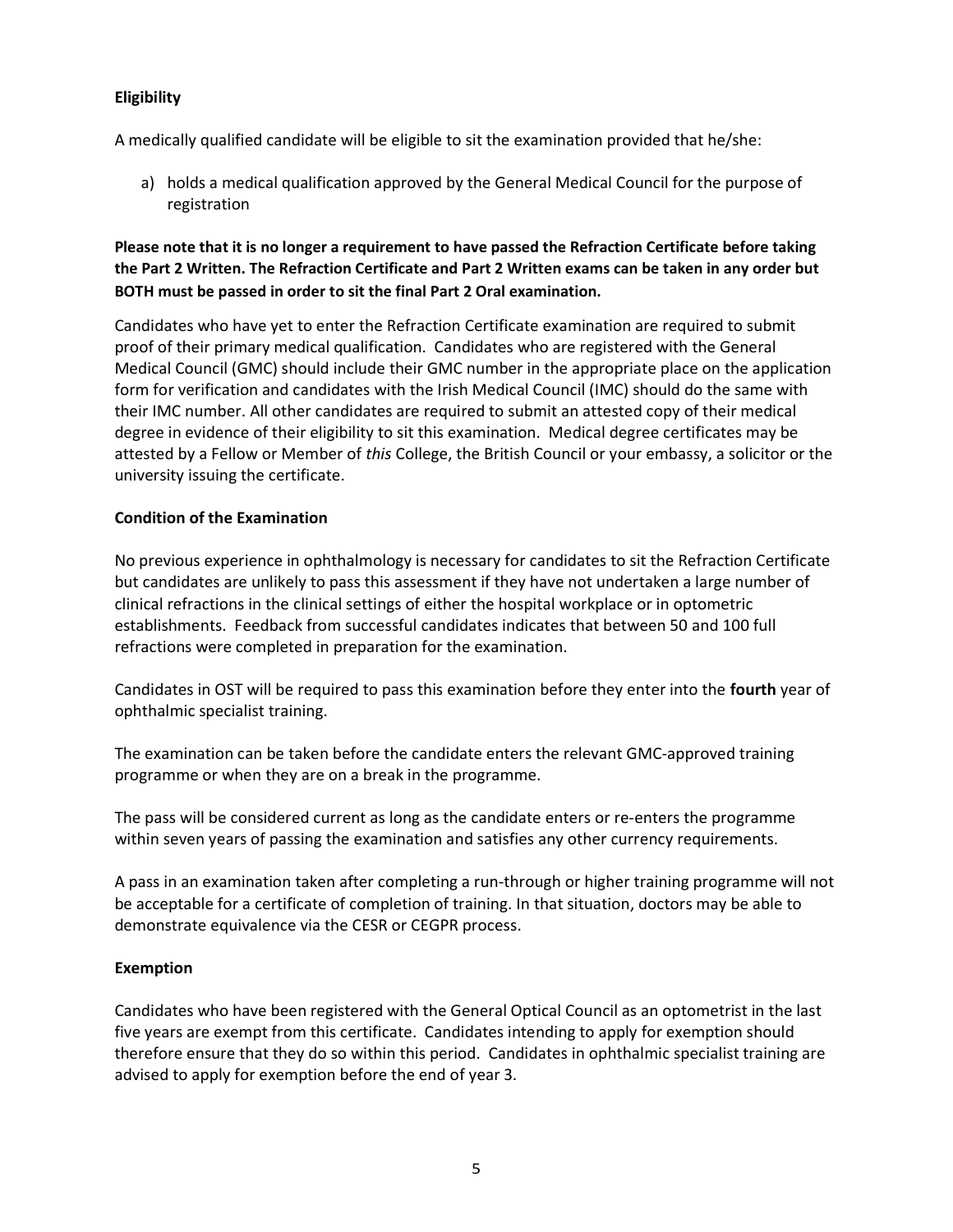**Eligibility**

A medically qualified candidate will be eligible to sit the examination provided that he/she:

a) holds a medical qualification approved by the General Medical Council for the purpose of registration

**Please note that it is no longer a requirement to have passed the Refraction Certificate before taking the Part 2 Written. The Refraction Certificate and Part 2 Written exams can be taken in any order but BOTH must be passed in order to sit the final Part 2 Oral examination.**

Candidates who have yet to enter the Refraction Certificate examination are required to submit proof of their primary medical qualification. Candidates who are registered with the General Medical Council (GMC) should include their GMC number in the appropriate place on the application form for verification and candidates with the Irish Medical Council (IMC) should do the same with their IMC number. All other candidates are required to submit an attested copy of their medical degree in evidence of their eligibility to sit this examination. Medical degree certificates may be attested by a Fellow or Member of *this* College, the British Council or your embassy, a solicitor or the university issuing the certificate.

**Condition of the Examination**

No previous experience in ophthalmology is necessary for candidates to sit the Refraction Certificate but candidates are unlikely to pass this assessment if they have not undertaken a large number of clinical refractions in the clinical settings of either the hospital workplace or in optometric establishments. Feedback from successful candidates indicates that between 50 and 100 full refractions were completed in preparation for the examination.

Candidates in OST will be required to pass this examination before they enter into the **fourth** year of ophthalmic specialist training.

The examination can be taken before the candidate enters the relevant GMC-approved training programme or when they are on a break in the programme.

The pass will be considered current as long as the candidate enters or re-enters the programme within seven years of passing the examination and satisfies any other currency requirements.

A pass in an examination taken after completing a run-through or higher training programme will not be acceptable for a certificate of completion of training. In that situation, doctors may be able to demonstrate equivalence via the CESR or CEGPR process.

**Exemption**

Candidates who have been registered with the General Optical Council as an optometrist in the last five years are exempt from this certificate. Candidates intending to apply for exemption should therefore ensure that they do so within this period. Candidates in ophthalmic specialist training are advised to apply for exemption before the end of year 3.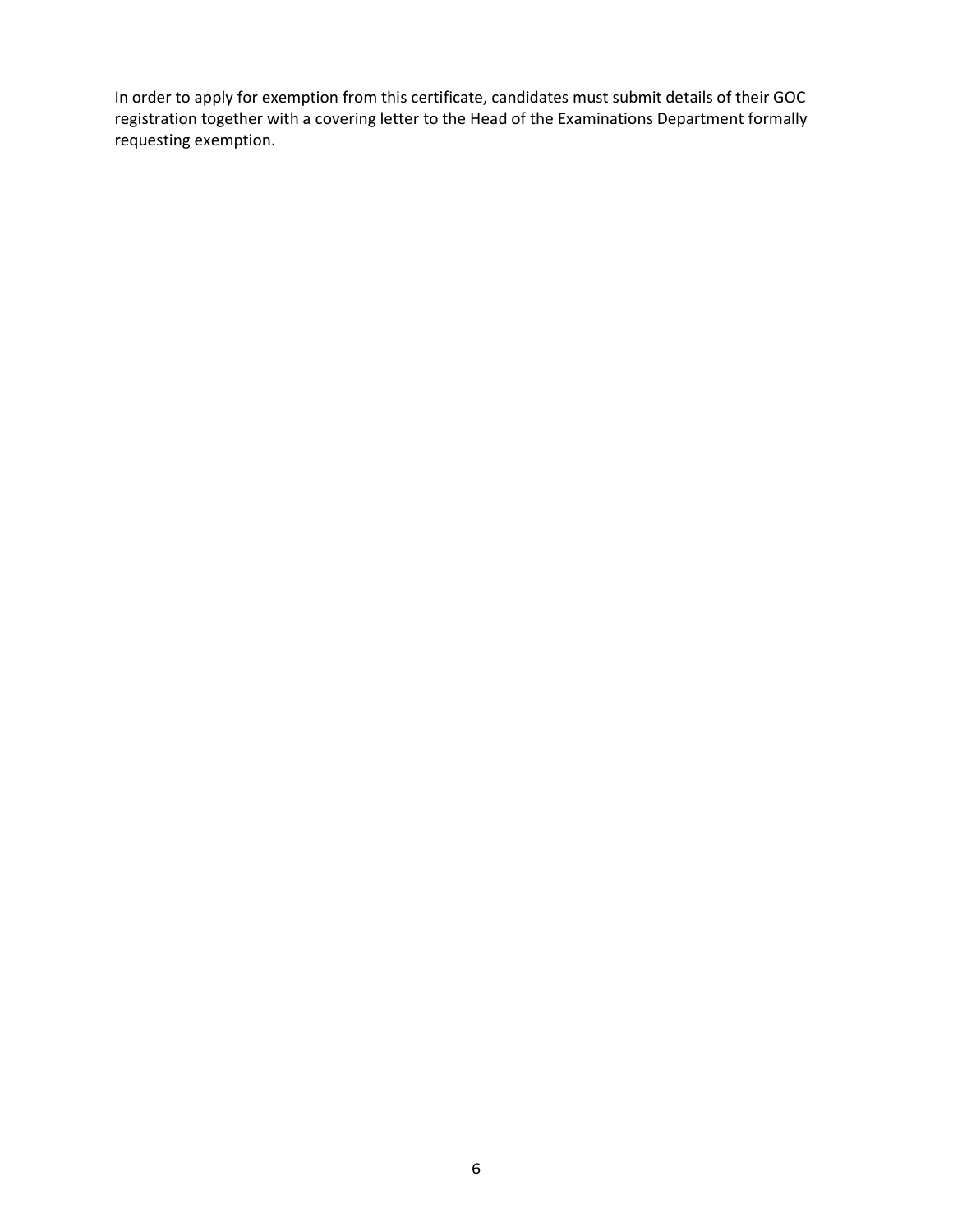In order to apply for exemption from this certificate, candidates must submit details of their GOC registration together with a covering letter to the Head of the Examinations Department formally requesting exemption.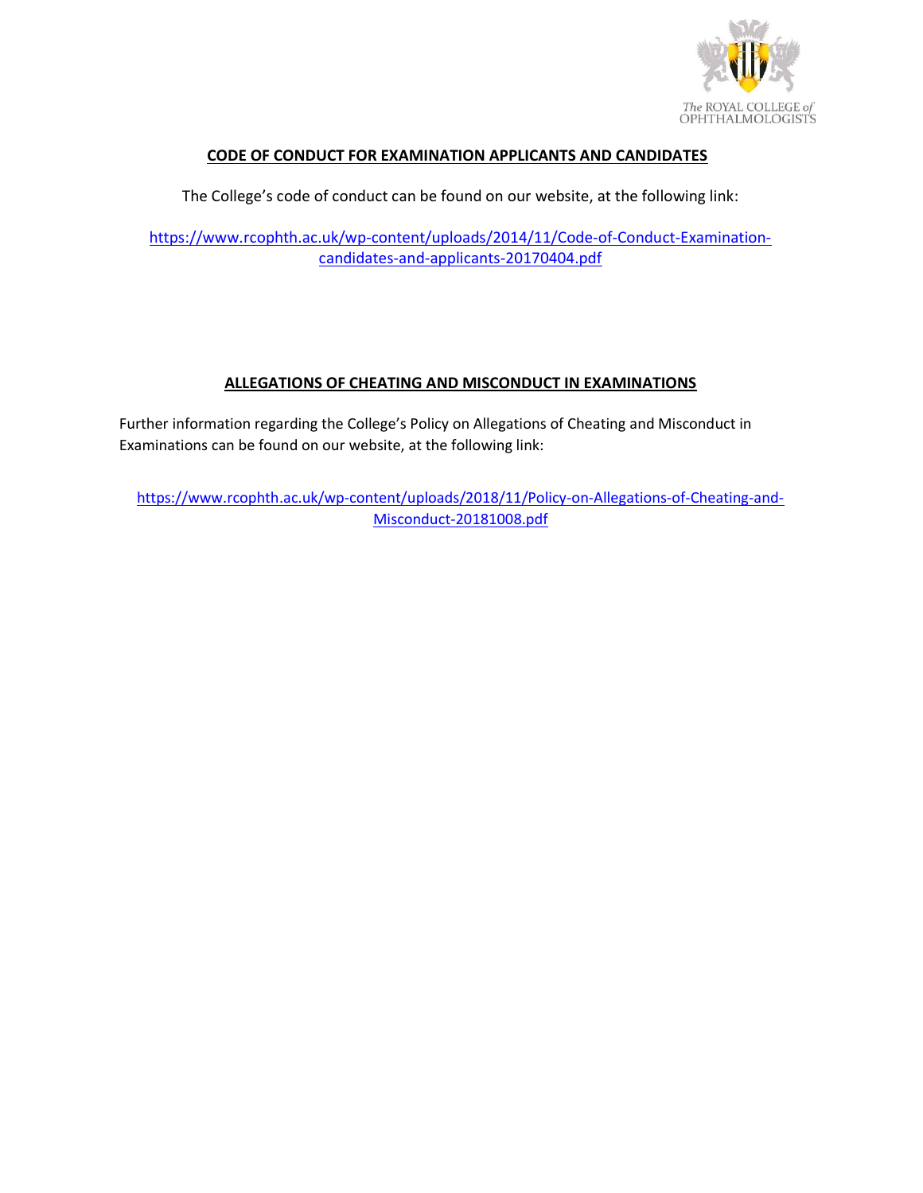The ROYAL COLLEGE of OPHTHALMOLOGISTS

## CODE OF CONDUCT FOR EXAMINATION APPLICANTS AND CANDIDATES

The College's code of conduct can be found on our website, at the following link:

https://www.rcophth.ac.uk/wp-content/uploads/2014/11/Code-of-Conduct-Examination-candidates-and-applicants-20170404.pdf

## ALLEGATIONS OF CHEATING AND MISCONDUCT IN EXAMINATIONS

Further information regarding the College's Policy on Allegations of Cheating and Misconduct in Examinations can be found on our website, at the following link:

https://www.rcophth.ac.uk/wp-content/uploads/2018/11/Policy-on-Allegations-of-Cheating-and-Misconduct-20181008.pdf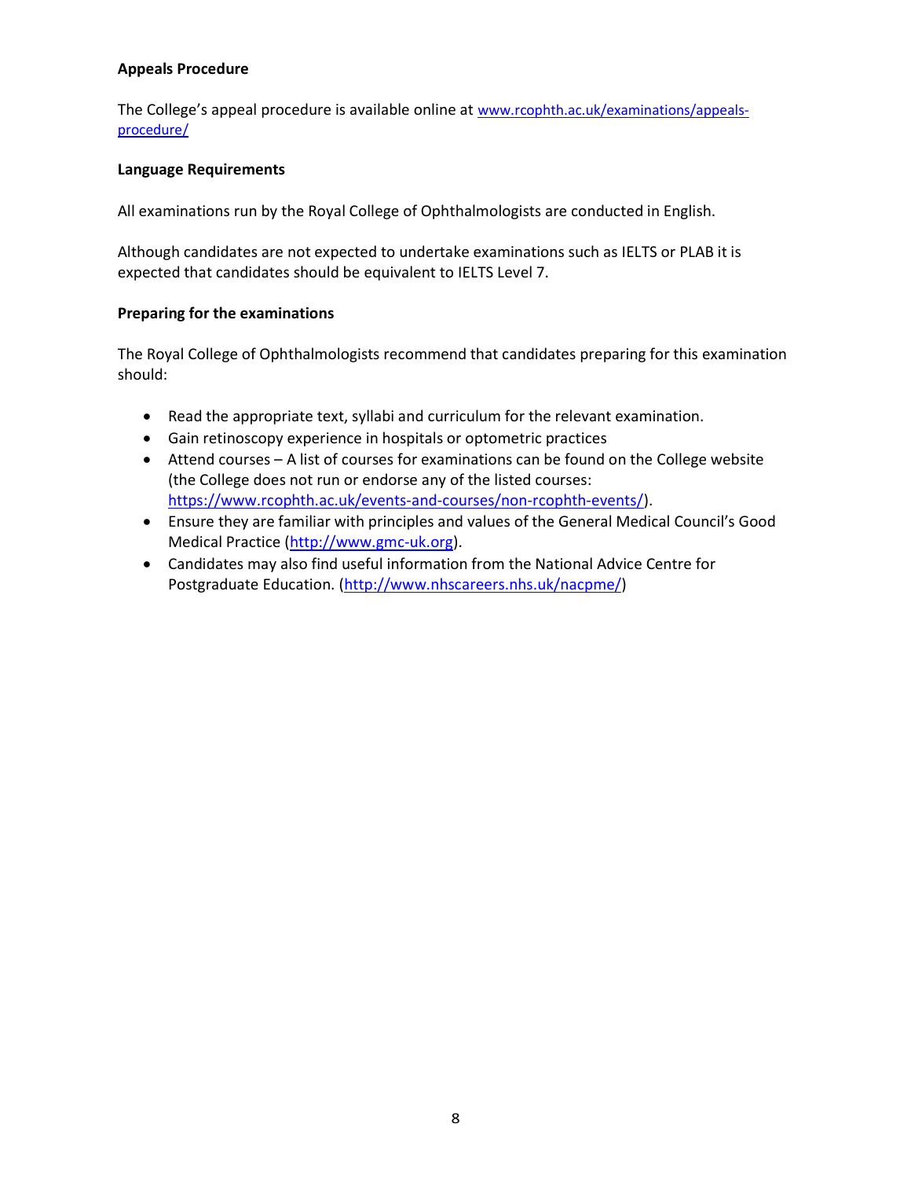**Appeals Procedure**

The College's appeal procedure is available online at [www.rcophth.ac.uk/examinations/appeals-procedure/](http://www.rcophth.ac.uk/examinations/appeals-procedure/)

**Language Requirements**

All examinations run by the Royal College of Ophthalmologists are conducted in English.

Although candidates are not expected to undertake examinations such as IELTS or PLAB it is expected that candidates should be equivalent to IELTS Level 7.

**Preparing for the examinations**

The Royal College of Ophthalmologists recommend that candidates preparing for this examination should:

- Read the appropriate text, syllabi and curriculum for the relevant examination.
- Gain retinoscopy experience in hospitals or optometric practices
- Attend courses – A list of courses for examinations can be found on the College website (the College does not run or endorse any of the listed courses: [https://www.rcophth.ac.uk/events-and-courses/non-rcophth-events/](https://www.rcophth.ac.uk/events-and-courses/non-rcophth-events/)).
- Ensure they are familiar with principles and values of the General Medical Council's Good Medical Practice ([http://www.gmc-uk.org](http://www.gmc-uk.org)).
- Candidates may also find useful information from the National Advice Centre for Postgraduate Education. ([http://www.nhscareers.nhs.uk/nacpme/](http://www.nhscareers.nhs.uk/nacpme/))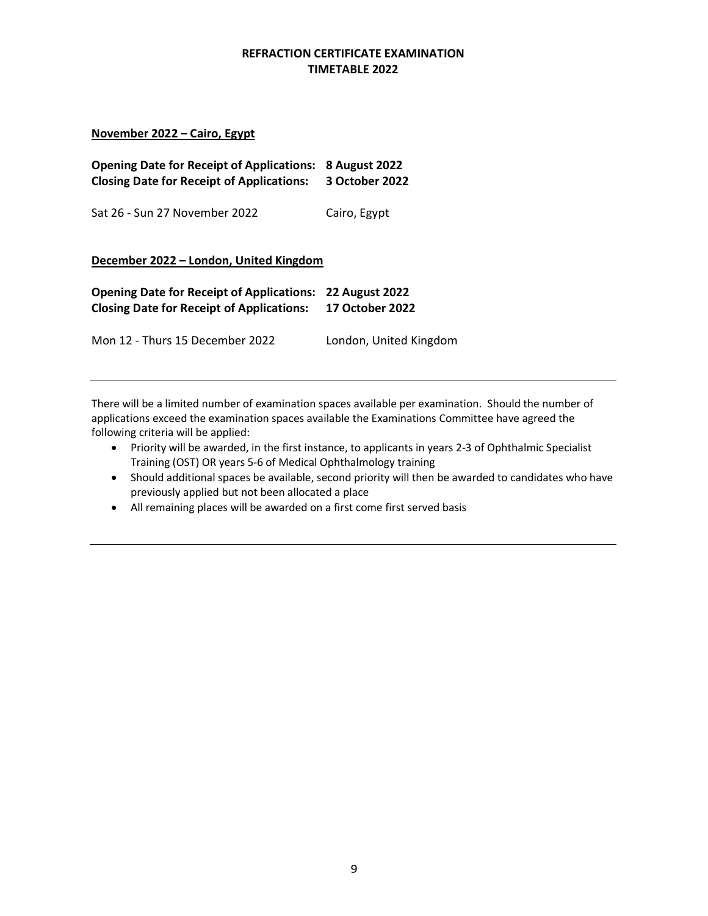# REFRACTION CERTIFICATE EXAMINATION
# TIMETABLE 2022

## November 2022 – Cairo, Egypt

**Opening Date for Receipt of Applications: 8 August 2022**
**Closing Date for Receipt of Applications: 3 October 2022**

Sat 26 - Sun 27 November 2022 Cairo, Egypt

## December 2022 – London, United Kingdom

**Opening Date for Receipt of Applications: 22 August 2022**
**Closing Date for Receipt of Applications: 17 October 2022**

Mon 12 - Thurs 15 December 2022 London, United Kingdom

---

There will be a limited number of examination spaces available per examination. Should the number of applications exceed the examination spaces available the Examinations Committee have agreed the following criteria will be applied:

- Priority will be awarded, in the first instance, to applicants in years 2-3 of Ophthalmic Specialist Training (OST) OR years 5-6 of Medical Ophthalmology training
- Should additional spaces be available, second priority will then be awarded to candidates who have previously applied but not been allocated a place
- All remaining places will be awarded on a first come first served basis

---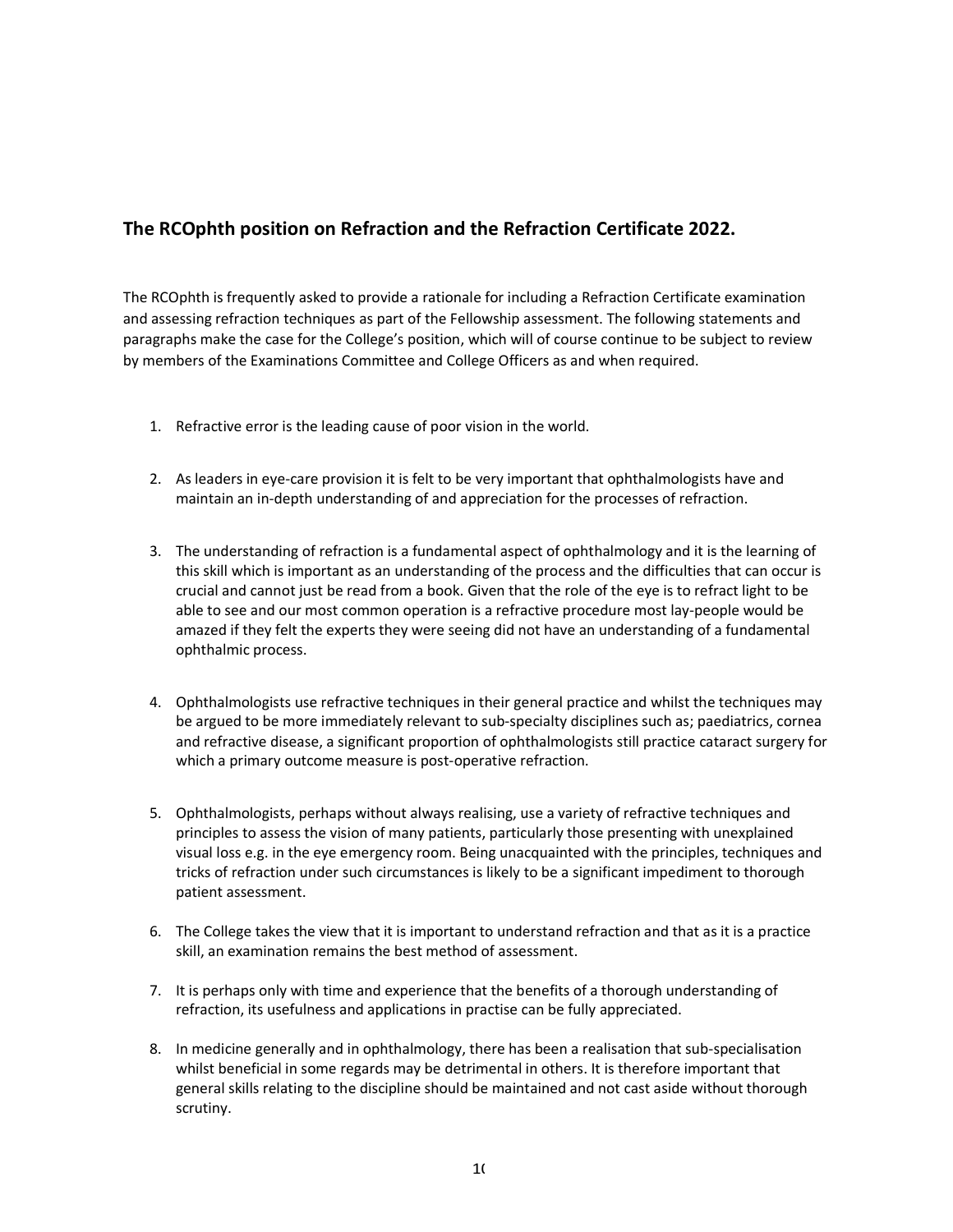## The RCOphth position on Refraction and the Refraction Certificate 2022.

The RCOphth is frequently asked to provide a rationale for including a Refraction Certificate examination and assessing refraction techniques as part of the Fellowship assessment. The following statements and paragraphs make the case for the College's position, which will of course continue to be subject to review by members of the Examinations Committee and College Officers as and when required.

1. Refractive error is the leading cause of poor vision in the world.

2. As leaders in eye-care provision it is felt to be very important that ophthalmologists have and maintain an in-depth understanding of and appreciation for the processes of refraction.

3. The understanding of refraction is a fundamental aspect of ophthalmology and it is the learning of this skill which is important as an understanding of the process and the difficulties that can occur is crucial and cannot just be read from a book. Given that the role of the eye is to refract light to be able to see and our most common operation is a refractive procedure most lay-people would be amazed if they felt the experts they were seeing did not have an understanding of a fundamental ophthalmic process.

4. Ophthalmologists use refractive techniques in their general practice and whilst the techniques may be argued to be more immediately relevant to sub-specialty disciplines such as; paediatrics, cornea and refractive disease, a significant proportion of ophthalmologists still practice cataract surgery for which a primary outcome measure is post-operative refraction.

5. Ophthalmologists, perhaps without always realising, use a variety of refractive techniques and principles to assess the vision of many patients, particularly those presenting with unexplained visual loss e.g. in the eye emergency room. Being unacquainted with the principles, techniques and tricks of refraction under such circumstances is likely to be a significant impediment to thorough patient assessment.

6. The College takes the view that it is important to understand refraction and that as it is a practice skill, an examination remains the best method of assessment.

7. It is perhaps only with time and experience that the benefits of a thorough understanding of refraction, its usefulness and applications in practise can be fully appreciated.

8. In medicine generally and in ophthalmology, there has been a realisation that sub-specialisation whilst beneficial in some regards may be detrimental in others. It is therefore important that general skills relating to the discipline should be maintained and not cast aside without thorough scrutiny.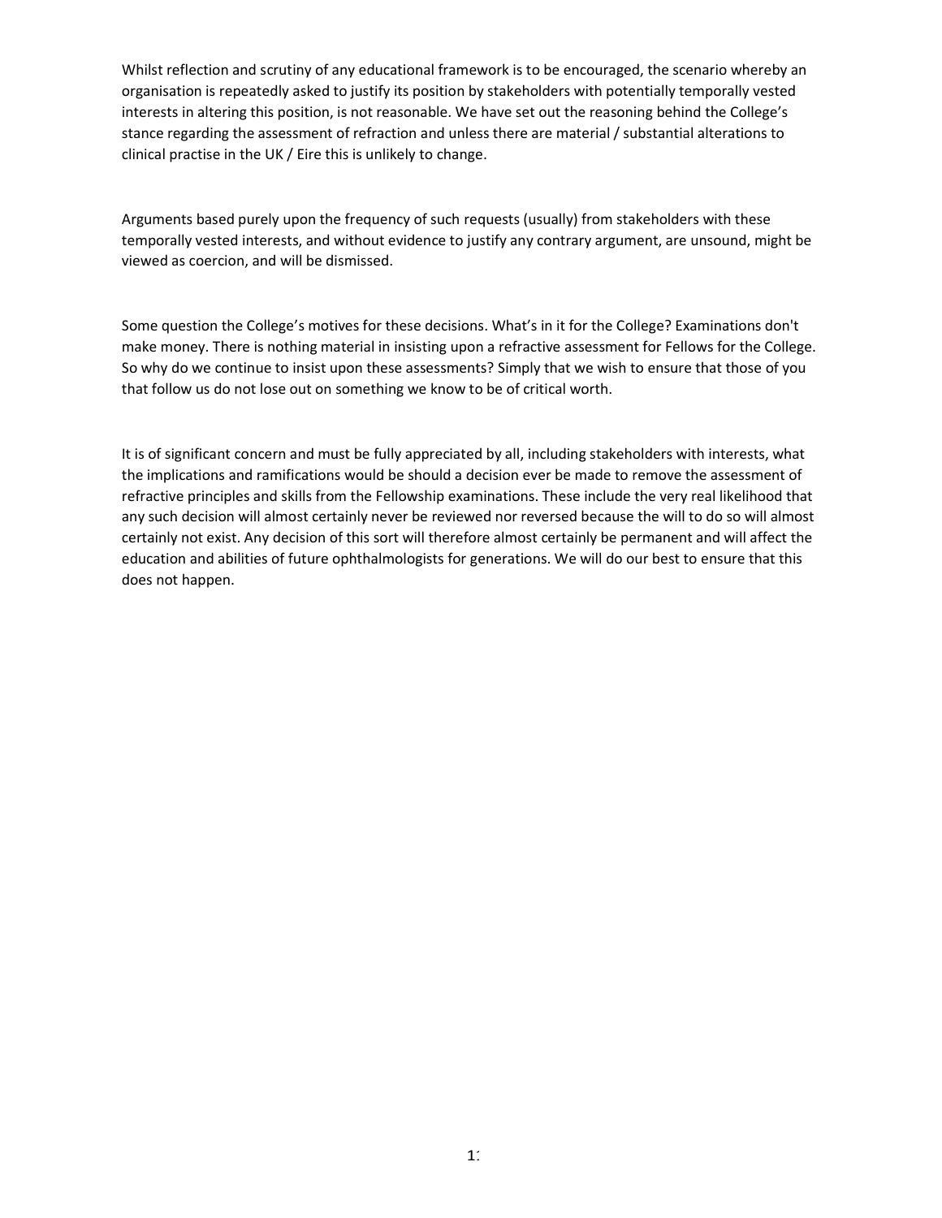Whilst reflection and scrutiny of any educational framework is to be encouraged, the scenario whereby an organisation is repeatedly asked to justify its position by stakeholders with potentially temporally vested interests in altering this position, is not reasonable. We have set out the reasoning behind the College's stance regarding the assessment of refraction and unless there are material / substantial alterations to clinical practise in the UK / Eire this is unlikely to change.

Arguments based purely upon the frequency of such requests (usually) from stakeholders with these temporally vested interests, and without evidence to justify any contrary argument, are unsound, might be viewed as coercion, and will be dismissed.

Some question the College's motives for these decisions. What's in it for the College? Examinations don't make money. There is nothing material in insisting upon a refractive assessment for Fellows for the College. So why do we continue to insist upon these assessments? Simply that we wish to ensure that those of you that follow us do not lose out on something we know to be of critical worth.

It is of significant concern and must be fully appreciated by all, including stakeholders with interests, what the implications and ramifications would be should a decision ever be made to remove the assessment of refractive principles and skills from the Fellowship examinations. These include the very real likelihood that any such decision will almost certainly never be reviewed nor reversed because the will to do so will almost certainly not exist. Any decision of this sort will therefore almost certainly be permanent and will affect the education and abilities of future ophthalmologists for generations. We will do our best to ensure that this does not happen.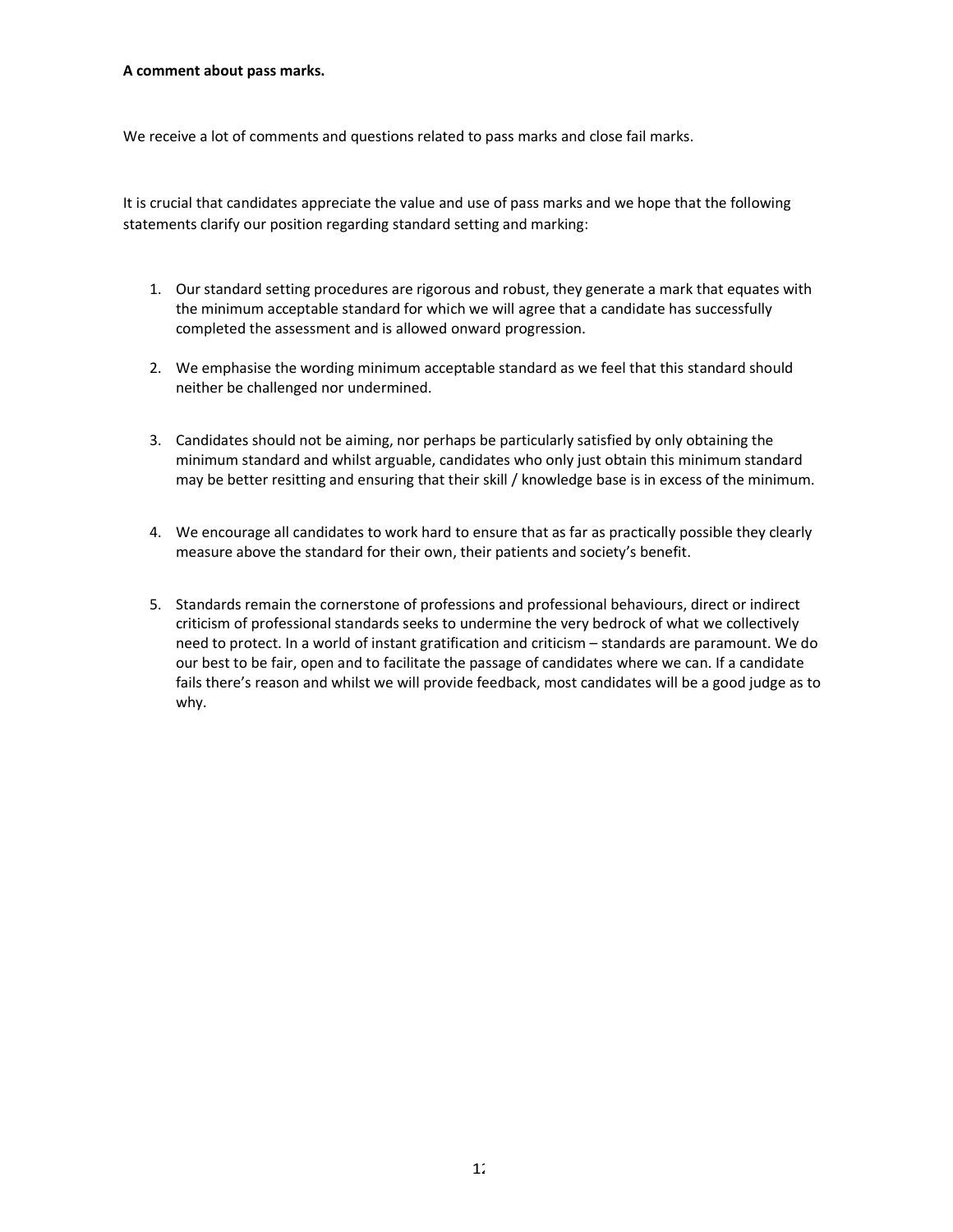**A comment about pass marks.**

We receive a lot of comments and questions related to pass marks and close fail marks.

It is crucial that candidates appreciate the value and use of pass marks and we hope that the following statements clarify our position regarding standard setting and marking:

1. Our standard setting procedures are rigorous and robust, they generate a mark that equates with the minimum acceptable standard for which we will agree that a candidate has successfully completed the assessment and is allowed onward progression.

2. We emphasise the wording minimum acceptable standard as we feel that this standard should neither be challenged nor undermined.

3. Candidates should not be aiming, nor perhaps be particularly satisfied by only obtaining the minimum standard and whilst arguable, candidates who only just obtain this minimum standard may be better resitting and ensuring that their skill / knowledge base is in excess of the minimum.

4. We encourage all candidates to work hard to ensure that as far as practically possible they clearly measure above the standard for their own, their patients and society's benefit.

5. Standards remain the cornerstone of professions and professional behaviours, direct or indirect criticism of professional standards seeks to undermine the very bedrock of what we collectively need to protect. In a world of instant gratification and criticism – standards are paramount. We do our best to be fair, open and to facilitate the passage of candidates where we can. If a candidate fails there's reason and whilst we will provide feedback, most candidates will be a good judge as to why.